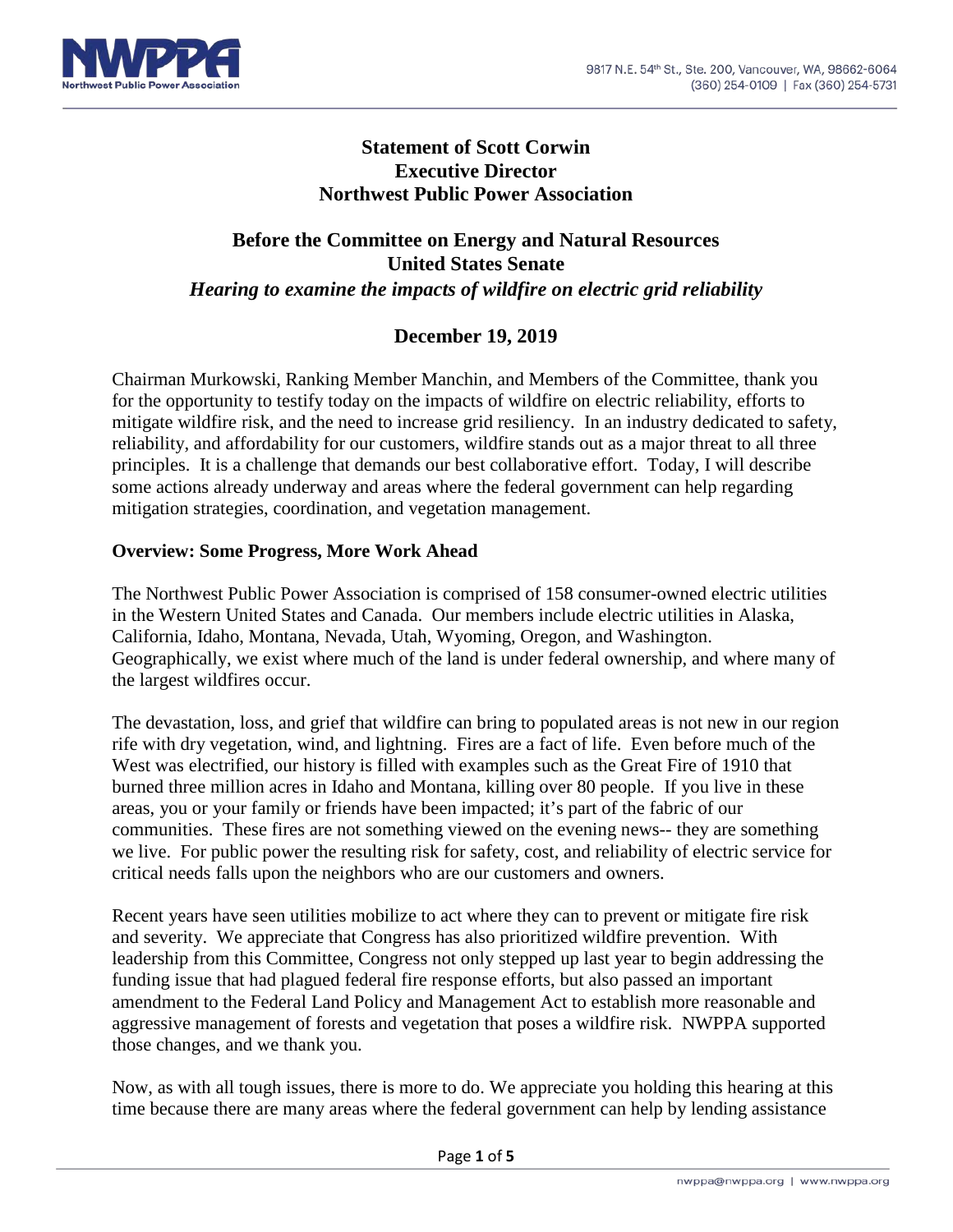**Statement of Scott Corwin**
**Executive Director**
**Northwest Public Power Association**

**Before the Committee on Energy and Natural Resources**
**United States Senate**
***Hearing to examine the impacts of wildfire on electric grid reliability***

**December 19, 2019**

Chairman Murkowski, Ranking Member Manchin, and Members of the Committee, thank you for the opportunity to testify today on the impacts of wildfire on electric reliability, efforts to mitigate wildfire risk, and the need to increase grid resiliency. In an industry dedicated to safety, reliability, and affordability for our customers, wildfire stands out as a major threat to all three principles. It is a challenge that demands our best collaborative effort. Today, I will describe some actions already underway and areas where the federal government can help regarding mitigation strategies, coordination, and vegetation management.

**Overview: Some Progress, More Work Ahead**

The Northwest Public Power Association is comprised of 158 consumer-owned electric utilities in the Western United States and Canada. Our members include electric utilities in Alaska, California, Idaho, Montana, Nevada, Utah, Wyoming, Oregon, and Washington. Geographically, we exist where much of the land is under federal ownership, and where many of the largest wildfires occur.

The devastation, loss, and grief that wildfire can bring to populated areas is not new in our region rife with dry vegetation, wind, and lightning. Fires are a fact of life. Even before much of the West was electrified, our history is filled with examples such as the Great Fire of 1910 that burned three million acres in Idaho and Montana, killing over 80 people. If you live in these areas, you or your family or friends have been impacted; it's part of the fabric of our communities. These fires are not something viewed on the evening news-- they are something we live. For public power the resulting risk for safety, cost, and reliability of electric service for critical needs falls upon the neighbors who are our customers and owners.

Recent years have seen utilities mobilize to act where they can to prevent or mitigate fire risk and severity. We appreciate that Congress has also prioritized wildfire prevention. With leadership from this Committee, Congress not only stepped up last year to begin addressing the funding issue that had plagued federal fire response efforts, but also passed an important amendment to the Federal Land Policy and Management Act to establish more reasonable and aggressive management of forests and vegetation that poses a wildfire risk. NWPPA supported those changes, and we thank you.

Now, as with all tough issues, there is more to do. We appreciate you holding this hearing at this time because there are many areas where the federal government can help by lending assistance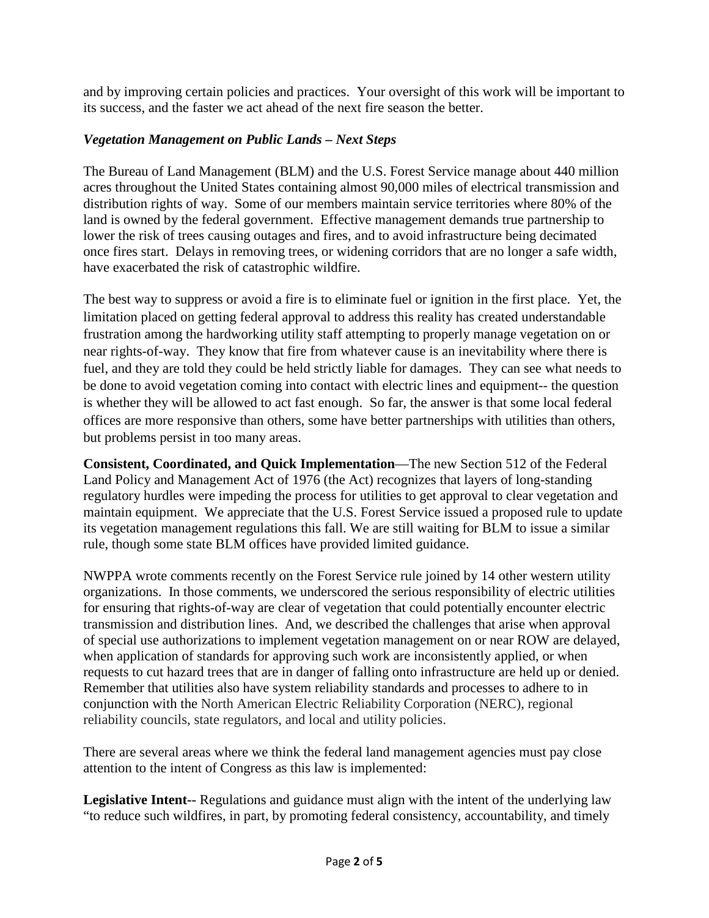and by improving certain policies and practices. Your oversight of this work will be important to its success, and the faster we act ahead of the next fire season the better.

### *Vegetation Management on Public Lands – Next Steps*

The Bureau of Land Management (BLM) and the U.S. Forest Service manage about 440 million acres throughout the United States containing almost 90,000 miles of electrical transmission and distribution rights of way. Some of our members maintain service territories where 80% of the land is owned by the federal government. Effective management demands true partnership to lower the risk of trees causing outages and fires, and to avoid infrastructure being decimated once fires start. Delays in removing trees, or widening corridors that are no longer a safe width, have exacerbated the risk of catastrophic wildfire.

The best way to suppress or avoid a fire is to eliminate fuel or ignition in the first place. Yet, the limitation placed on getting federal approval to address this reality has created understandable frustration among the hardworking utility staff attempting to properly manage vegetation on or near rights-of-way. They know that fire from whatever cause is an inevitability where there is fuel, and they are told they could be held strictly liable for damages. They can see what needs to be done to avoid vegetation coming into contact with electric lines and equipment-- the question is whether they will be allowed to act fast enough. So far, the answer is that some local federal offices are more responsive than others, some have better partnerships with utilities than others, but problems persist in too many areas.

**Consistent, Coordinated, and Quick Implementation**—The new Section 512 of the Federal Land Policy and Management Act of 1976 (the Act) recognizes that layers of long-standing regulatory hurdles were impeding the process for utilities to get approval to clear vegetation and maintain equipment. We appreciate that the U.S. Forest Service issued a proposed rule to update its vegetation management regulations this fall. We are still waiting for BLM to issue a similar rule, though some state BLM offices have provided limited guidance.

NWPPA wrote comments recently on the Forest Service rule joined by 14 other western utility organizations. In those comments, we underscored the serious responsibility of electric utilities for ensuring that rights-of-way are clear of vegetation that could potentially encounter electric transmission and distribution lines. And, we described the challenges that arise when approval of special use authorizations to implement vegetation management on or near ROW are delayed, when application of standards for approving such work are inconsistently applied, or when requests to cut hazard trees that are in danger of falling onto infrastructure are held up or denied. Remember that utilities also have system reliability standards and processes to adhere to in conjunction with the North American Electric Reliability Corporation (NERC), regional reliability councils, state regulators, and local and utility policies.

There are several areas where we think the federal land management agencies must pay close attention to the intent of Congress as this law is implemented:

**Legislative Intent--** Regulations and guidance must align with the intent of the underlying law "to reduce such wildfires, in part, by promoting federal consistency, accountability, and timely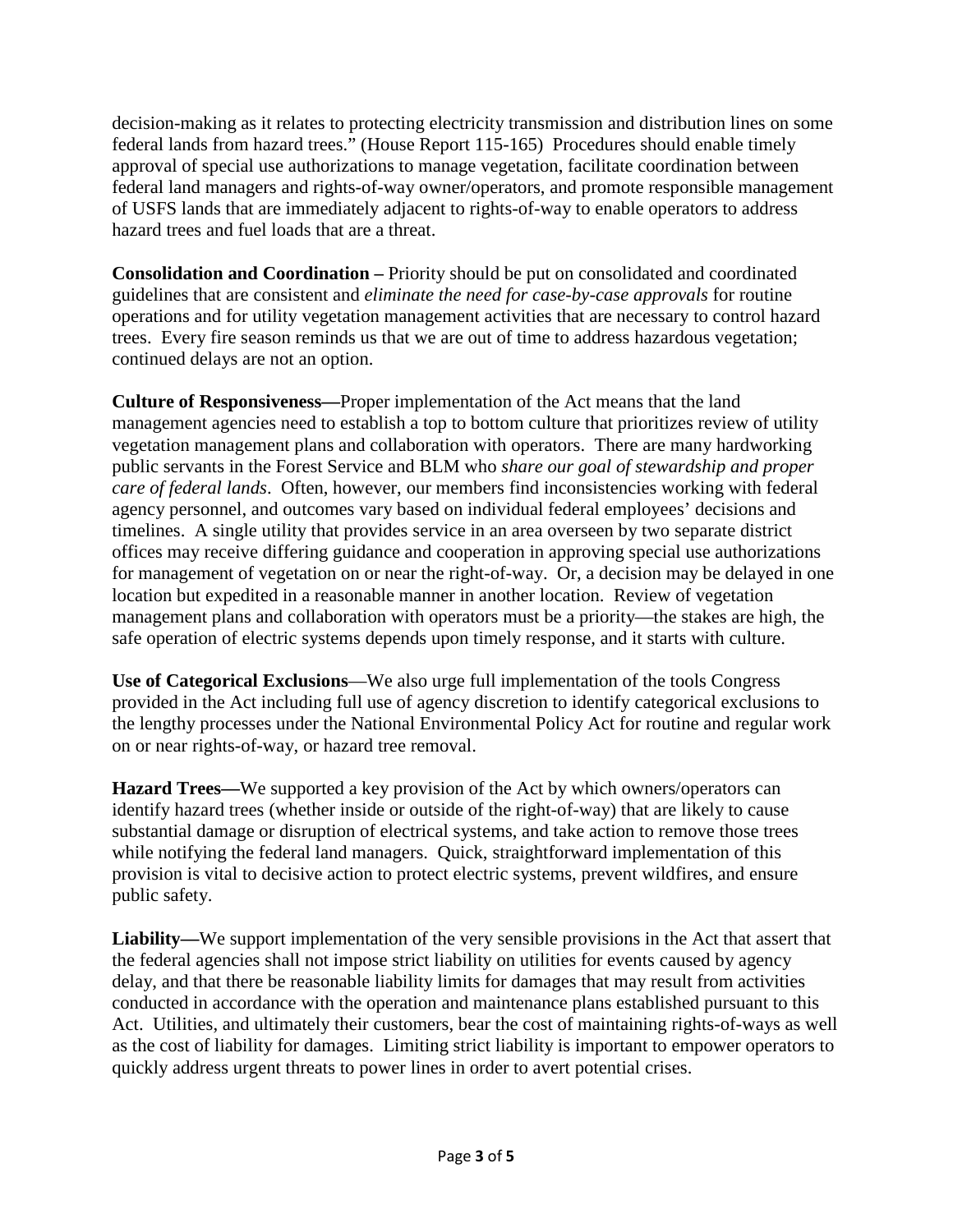decision-making as it relates to protecting electricity transmission and distribution lines on some federal lands from hazard trees." (House Report 115-165) Procedures should enable timely approval of special use authorizations to manage vegetation, facilitate coordination between federal land managers and rights-of-way owner/operators, and promote responsible management of USFS lands that are immediately adjacent to rights-of-way to enable operators to address hazard trees and fuel loads that are a threat.

**Consolidation and Coordination –** Priority should be put on consolidated and coordinated guidelines that are consistent and *eliminate the need for case-by-case approvals* for routine operations and for utility vegetation management activities that are necessary to control hazard trees. Every fire season reminds us that we are out of time to address hazardous vegetation; continued delays are not an option.

**Culture of Responsiveness—**Proper implementation of the Act means that the land management agencies need to establish a top to bottom culture that prioritizes review of utility vegetation management plans and collaboration with operators. There are many hardworking public servants in the Forest Service and BLM who *share our goal of stewardship and proper care of federal lands*. Often, however, our members find inconsistencies working with federal agency personnel, and outcomes vary based on individual federal employees' decisions and timelines. A single utility that provides service in an area overseen by two separate district offices may receive differing guidance and cooperation in approving special use authorizations for management of vegetation on or near the right-of-way. Or, a decision may be delayed in one location but expedited in a reasonable manner in another location. Review of vegetation management plans and collaboration with operators must be a priority—the stakes are high, the safe operation of electric systems depends upon timely response, and it starts with culture.

**Use of Categorical Exclusions**—We also urge full implementation of the tools Congress provided in the Act including full use of agency discretion to identify categorical exclusions to the lengthy processes under the National Environmental Policy Act for routine and regular work on or near rights-of-way, or hazard tree removal.

**Hazard Trees—**We supported a key provision of the Act by which owners/operators can identify hazard trees (whether inside or outside of the right-of-way) that are likely to cause substantial damage or disruption of electrical systems, and take action to remove those trees while notifying the federal land managers. Quick, straightforward implementation of this provision is vital to decisive action to protect electric systems, prevent wildfires, and ensure public safety.

**Liability—**We support implementation of the very sensible provisions in the Act that assert that the federal agencies shall not impose strict liability on utilities for events caused by agency delay, and that there be reasonable liability limits for damages that may result from activities conducted in accordance with the operation and maintenance plans established pursuant to this Act. Utilities, and ultimately their customers, bear the cost of maintaining rights-of-ways as well as the cost of liability for damages. Limiting strict liability is important to empower operators to quickly address urgent threats to power lines in order to avert potential crises.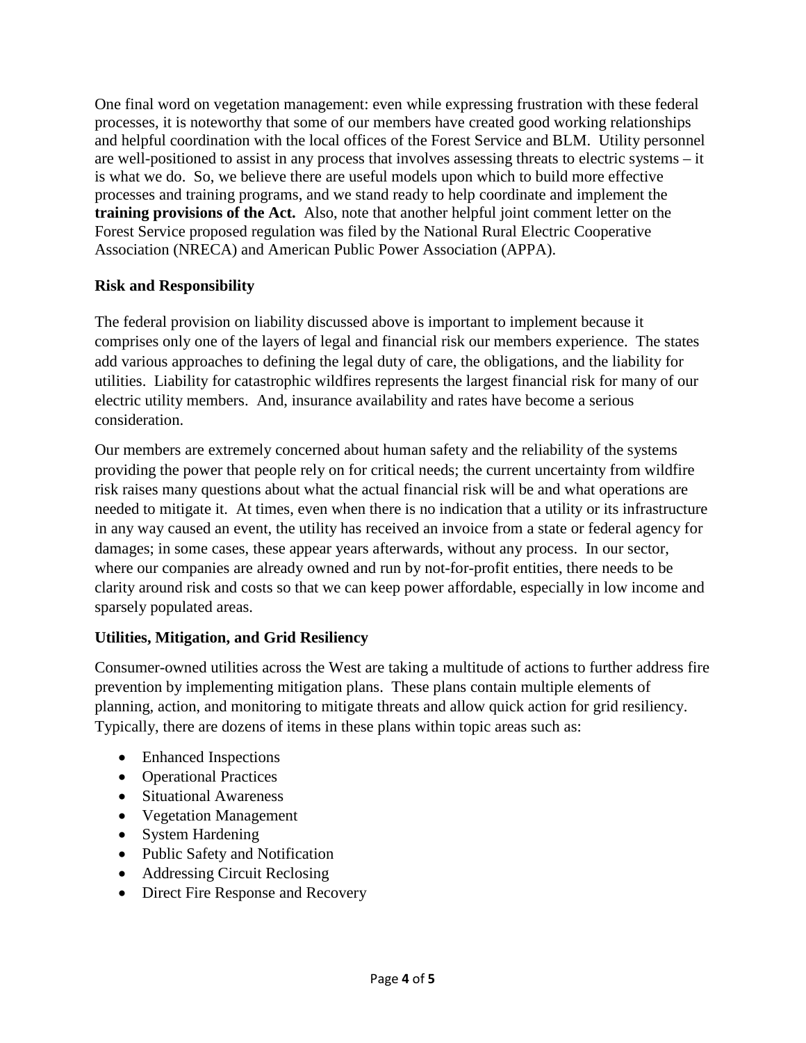One final word on vegetation management: even while expressing frustration with these federal processes, it is noteworthy that some of our members have created good working relationships and helpful coordination with the local offices of the Forest Service and BLM. Utility personnel are well-positioned to assist in any process that involves assessing threats to electric systems – it is what we do. So, we believe there are useful models upon which to build more effective processes and training programs, and we stand ready to help coordinate and implement the **training provisions of the Act.** Also, note that another helpful joint comment letter on the Forest Service proposed regulation was filed by the National Rural Electric Cooperative Association (NRECA) and American Public Power Association (APPA).

**Risk and Responsibility**

The federal provision on liability discussed above is important to implement because it comprises only one of the layers of legal and financial risk our members experience. The states add various approaches to defining the legal duty of care, the obligations, and the liability for utilities. Liability for catastrophic wildfires represents the largest financial risk for many of our electric utility members. And, insurance availability and rates have become a serious consideration.

Our members are extremely concerned about human safety and the reliability of the systems providing the power that people rely on for critical needs; the current uncertainty from wildfire risk raises many questions about what the actual financial risk will be and what operations are needed to mitigate it. At times, even when there is no indication that a utility or its infrastructure in any way caused an event, the utility has received an invoice from a state or federal agency for damages; in some cases, these appear years afterwards, without any process. In our sector, where our companies are already owned and run by not-for-profit entities, there needs to be clarity around risk and costs so that we can keep power affordable, especially in low income and sparsely populated areas.

**Utilities, Mitigation, and Grid Resiliency**

Consumer-owned utilities across the West are taking a multitude of actions to further address fire prevention by implementing mitigation plans. These plans contain multiple elements of planning, action, and monitoring to mitigate threats and allow quick action for grid resiliency. Typically, there are dozens of items in these plans within topic areas such as:

- Enhanced Inspections
- Operational Practices
- Situational Awareness
- Vegetation Management
- System Hardening
- Public Safety and Notification
- Addressing Circuit Reclosing
- Direct Fire Response and Recovery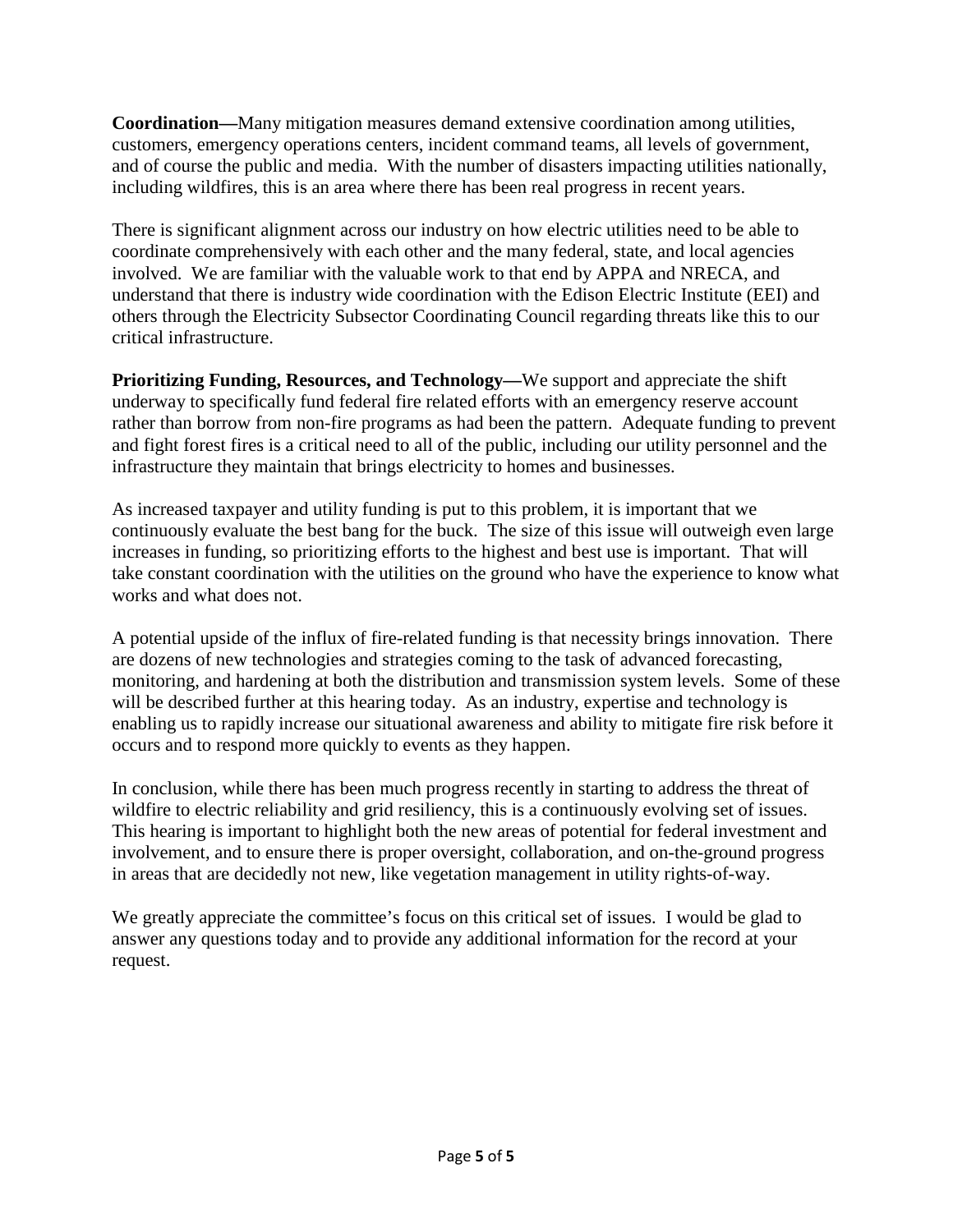**Coordination—**Many mitigation measures demand extensive coordination among utilities, customers, emergency operations centers, incident command teams, all levels of government, and of course the public and media. With the number of disasters impacting utilities nationally, including wildfires, this is an area where there has been real progress in recent years.

There is significant alignment across our industry on how electric utilities need to be able to coordinate comprehensively with each other and the many federal, state, and local agencies involved. We are familiar with the valuable work to that end by APPA and NRECA, and understand that there is industry wide coordination with the Edison Electric Institute (EEI) and others through the Electricity Subsector Coordinating Council regarding threats like this to our critical infrastructure.

**Prioritizing Funding, Resources, and Technology—**We support and appreciate the shift underway to specifically fund federal fire related efforts with an emergency reserve account rather than borrow from non-fire programs as had been the pattern. Adequate funding to prevent and fight forest fires is a critical need to all of the public, including our utility personnel and the infrastructure they maintain that brings electricity to homes and businesses.

As increased taxpayer and utility funding is put to this problem, it is important that we continuously evaluate the best bang for the buck. The size of this issue will outweigh even large increases in funding, so prioritizing efforts to the highest and best use is important. That will take constant coordination with the utilities on the ground who have the experience to know what works and what does not.

A potential upside of the influx of fire-related funding is that necessity brings innovation. There are dozens of new technologies and strategies coming to the task of advanced forecasting, monitoring, and hardening at both the distribution and transmission system levels. Some of these will be described further at this hearing today. As an industry, expertise and technology is enabling us to rapidly increase our situational awareness and ability to mitigate fire risk before it occurs and to respond more quickly to events as they happen.

In conclusion, while there has been much progress recently in starting to address the threat of wildfire to electric reliability and grid resiliency, this is a continuously evolving set of issues. This hearing is important to highlight both the new areas of potential for federal investment and involvement, and to ensure there is proper oversight, collaboration, and on-the-ground progress in areas that are decidedly not new, like vegetation management in utility rights-of-way.

We greatly appreciate the committee's focus on this critical set of issues. I would be glad to answer any questions today and to provide any additional information for the record at your request.